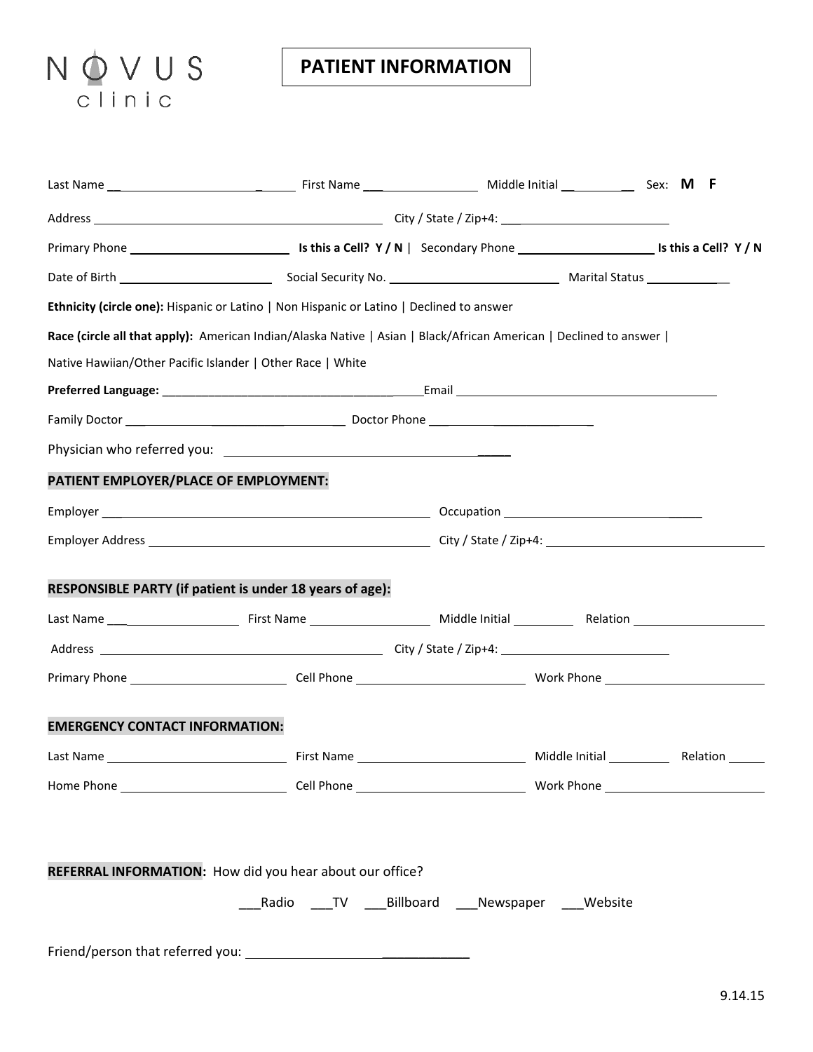NOVUS clinic

# PATIENT INFORMATION

Last Name ____________________ First Name ____________ Middle Initial ________ Sex: **M F**

Address ______________________________ City / State / Zip+4: ____________________

Primary Phone ____________________ **Is this a Cell? Y / N** | Secondary Phone ________________ **Is this a Cell? Y / N**

Date of Birth ________________ Social Security No. ____________________ Marital Status __________

**Ethnicity (circle one):** Hispanic or Latino | Non Hispanic or Latino | Declined to answer

**Race (circle all that apply):** American Indian/Alaska Native | Asian | Black/African American | Declined to answer | Native Hawiian/Other Pacific Islander | Other Race | White

**Preferred Language:** ______________________________Email ______________________________

Family Doctor ________________________ Doctor Phone ________________

Physician who referred you: ______________________________

## PATIENT EMPLOYER/PLACE OF EMPLOYMENT:

Employer ______________________________ Occupation ____________________

Employer Address ______________________________ City / State / Zip+4: ____________________

## RESPONSIBLE PARTY (if patient is under 18 years of age):

Last Name ______________ First Name ______________ Middle Initial ________ Relation ______________

Address ______________________________ City / State / Zip+4: ____________________

Primary Phone ________________ Cell Phone ________________ Work Phone ________________

## EMERGENCY CONTACT INFORMATION:

Last Name ________________ First Name ________________ Middle Initial ________ Relation ______

Home Phone ________________ Cell Phone ________________ Work Phone ________________

**REFERRAL INFORMATION:** How did you hear about our office?

___Radio ___TV ___Billboard ___Newspaper ___Website

Friend/person that referred you: ________________________

9.14.15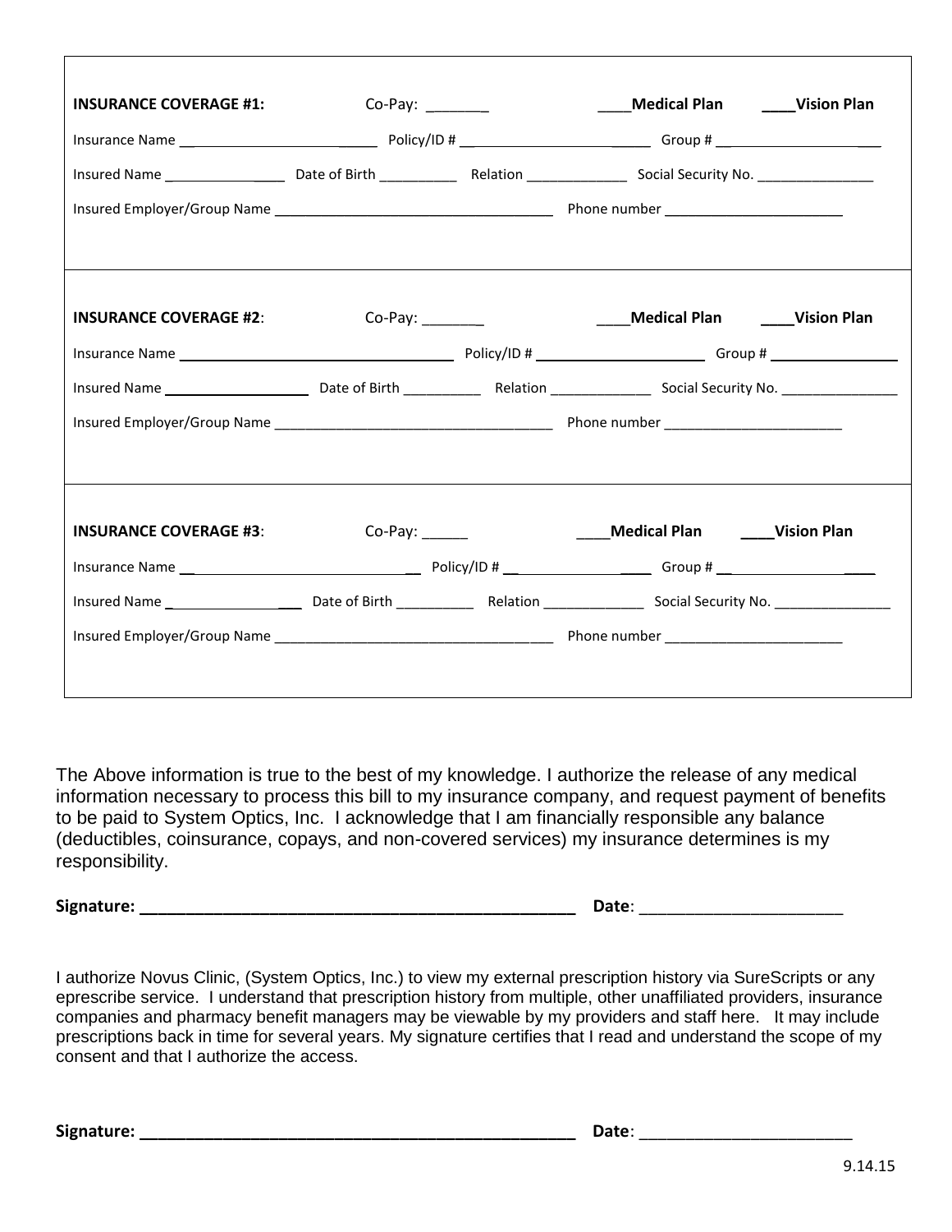**INSURANCE COVERAGE #1:** Co-Pay: ________ ____**Medical Plan** ____**Vision Plan**

Insurance Name ______________________________ Policy/ID # ___________________________ Group # __________________________

Insured Name ________________ Date of Birth __________ Relation _____________ Social Security No. _______________

Insured Employer/Group Name ___________________________________ Phone number ______________________

---

**INSURANCE COVERAGE #2**: Co-Pay: ________ ____**Medical Plan** ____**Vision Plan**

Insurance Name ___________________________________ Policy/ID # ______________________ Group # _________________

Insured Name ___________________ Date of Birth __________ Relation _____________ Social Security No. _______________

Insured Employer/Group Name ___________________________________ Phone number ______________________

---

**INSURANCE COVERAGE #3**: Co-Pay: ______ ____**Medical Plan** ____**Vision Plan**

Insurance Name ______________________________ Policy/ID # ____________________ Group # _____________________

Insured Name ___________________ Date of Birth __________ Relation _____________ Social Security No. _______________

Insured Employer/Group Name ___________________________________ Phone number ______________________

---

The Above information is true to the best of my knowledge. I authorize the release of any medical information necessary to process this bill to my insurance company, and request payment of benefits to be paid to System Optics, Inc. I acknowledge that I am financially responsible any balance (deductibles, coinsurance, copays, and non-covered services) my insurance determines is my responsibility.

**Signature: __________________________________________________** **Date**: ______________________

I authorize Novus Clinic, (System Optics, Inc.) to view my external prescription history via SureScripts or any eprescribe service. I understand that prescription history from multiple, other unaffiliated providers, insurance companies and pharmacy benefit managers may be viewable by my providers and staff here. It may include prescriptions back in time for several years. My signature certifies that I read and understand the scope of my consent and that I authorize the access.

**Signature: __________________________________________________** **Date**: _______________________

9.14.15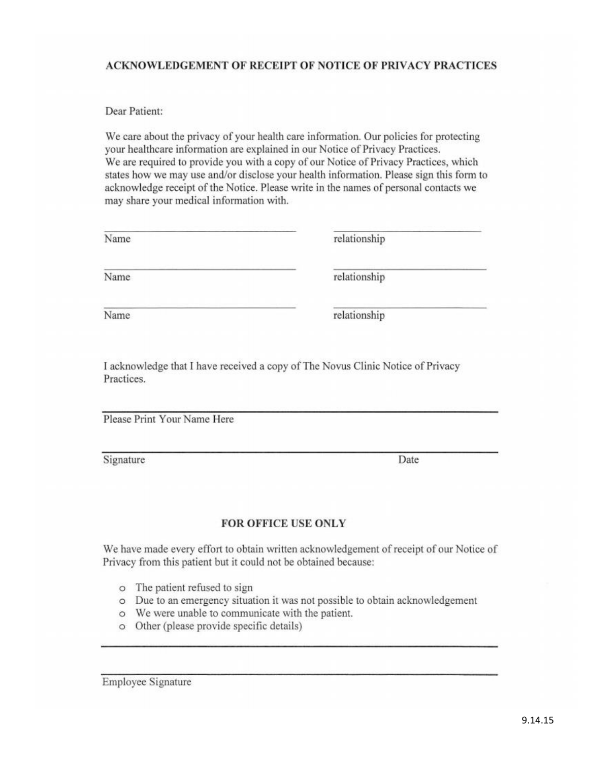## ACKNOWLEDGEMENT OF RECEIPT OF NOTICE OF PRIVACY PRACTICES

Dear Patient:

We care about the privacy of your health care information. Our policies for protecting your healthcare information are explained in our Notice of Privacy Practices. We are required to provide you with a copy of our Notice of Privacy Practices, which states how we may use and/or disclose your health information. Please sign this form to acknowledge receipt of the Notice. Please write in the names of personal contacts we may share your medical information with.

| | |
|---|---|
| Name ____________________ | relationship ____________________ |
| Name ____________________ | relationship ____________________ |
| Name ____________________ | relationship ____________________ |

I acknowledge that I have received a copy of The Novus Clinic Notice of Privacy Practices.

____________________________________________

Please Print Your Name Here

____________________________________________

Signature Date

### FOR OFFICE USE ONLY

We have made every effort to obtain written acknowledgement of receipt of our Notice of Privacy from this patient but it could not be obtained because:

- The patient refused to sign
- Due to an emergency situation it was not possible to obtain acknowledgement
- We were unable to communicate with the patient.
- Other (please provide specific details)

____________________________________________

____________________________________________

Employee Signature

9.14.15